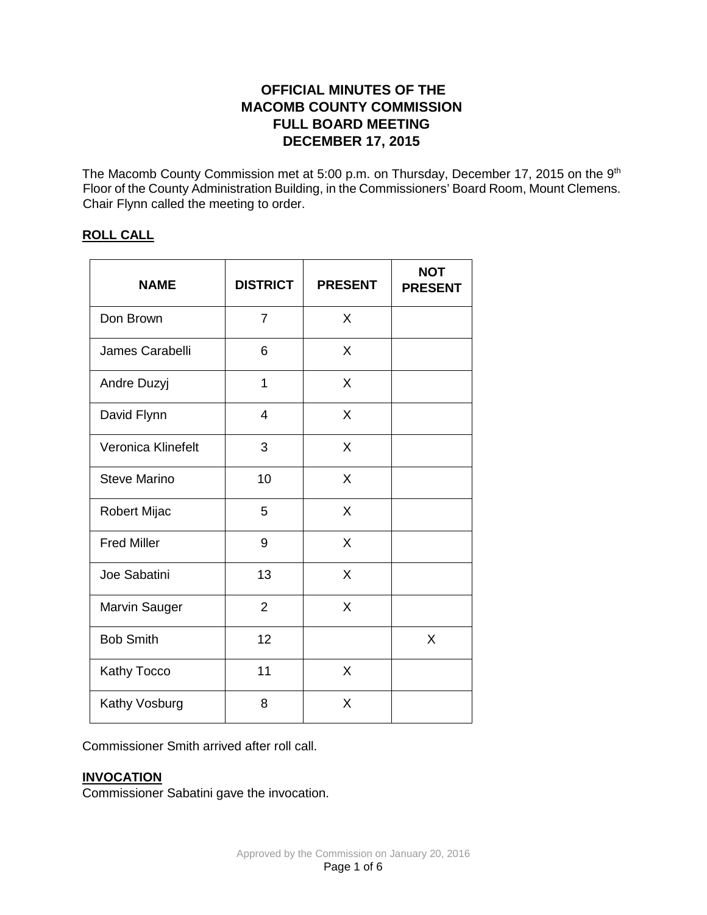# OFFICIAL MINUTES OF THE MACOMB COUNTY COMMISSION FULL BOARD MEETING DECEMBER 17, 2015

The Macomb County Commission met at 5:00 p.m. on Thursday, December 17, 2015 on the 9th Floor of the County Administration Building, in the Commissioners' Board Room, Mount Clemens. Chair Flynn called the meeting to order.

## ROLL CALL

| NAME | DISTRICT | PRESENT | NOT PRESENT |
|---|---|---|---|
| Don Brown | 7 | X | |
| James Carabelli | 6 | X | |
| Andre Duzyj | 1 | X | |
| David Flynn | 4 | X | |
| Veronica Klinefelt | 3 | X | |
| Steve Marino | 10 | X | |
| Robert Mijac | 5 | X | |
| Fred Miller | 9 | X | |
| Joe Sabatini | 13 | X | |
| Marvin Sauger | 2 | X | |
| Bob Smith | 12 | | X |
| Kathy Tocco | 11 | X | |
| Kathy Vosburg | 8 | X | |

Commissioner Smith arrived after roll call.

## INVOCATION

Commissioner Sabatini gave the invocation.

Approved by the Commission on January 20, 2016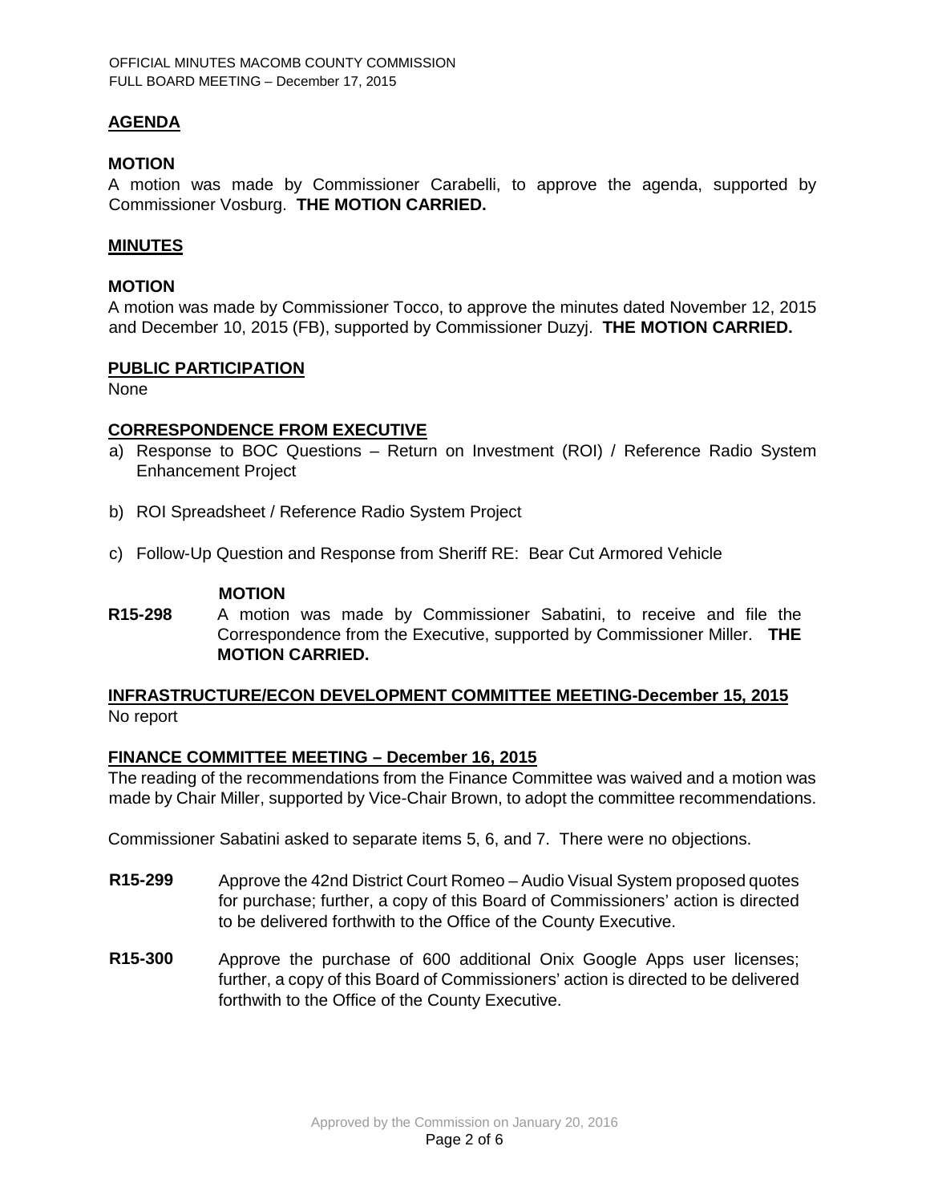## AGENDA

**MOTION**

A motion was made by Commissioner Carabelli, to approve the agenda, supported by Commissioner Vosburg. **THE MOTION CARRIED.**

## MINUTES

**MOTION**

A motion was made by Commissioner Tocco, to approve the minutes dated November 12, 2015 and December 10, 2015 (FB), supported by Commissioner Duzyj. **THE MOTION CARRIED.**

## PUBLIC PARTICIPATION

None

## CORRESPONDENCE FROM EXECUTIVE

a) Response to BOC Questions – Return on Investment (ROI) / Reference Radio System Enhancement Project

b) ROI Spreadsheet / Reference Radio System Project

c) Follow-Up Question and Response from Sheriff RE: Bear Cut Armored Vehicle

**MOTION**

**R15-298** A motion was made by Commissioner Sabatini, to receive and file the Correspondence from the Executive, supported by Commissioner Miller. **THE MOTION CARRIED.**

## INFRASTRUCTURE/ECON DEVELOPMENT COMMITTEE MEETING-December 15, 2015

No report

## FINANCE COMMITTEE MEETING – December 16, 2015

The reading of the recommendations from the Finance Committee was waived and a motion was made by Chair Miller, supported by Vice-Chair Brown, to adopt the committee recommendations.

Commissioner Sabatini asked to separate items 5, 6, and 7. There were no objections.

**R15-299** Approve the 42nd District Court Romeo – Audio Visual System proposed quotes for purchase; further, a copy of this Board of Commissioners' action is directed to be delivered forthwith to the Office of the County Executive.

**R15-300** Approve the purchase of 600 additional Onix Google Apps user licenses; further, a copy of this Board of Commissioners' action is directed to be delivered forthwith to the Office of the County Executive.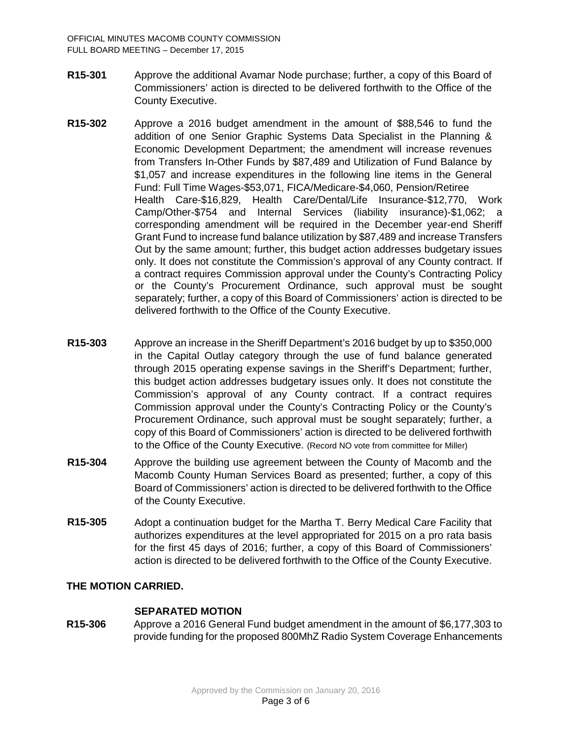**R15-301** Approve the additional Avamar Node purchase; further, a copy of this Board of Commissioners' action is directed to be delivered forthwith to the Office of the County Executive.

**R15-302** Approve a 2016 budget amendment in the amount of $88,546 to fund the addition of one Senior Graphic Systems Data Specialist in the Planning & Economic Development Department; the amendment will increase revenues from Transfers In-Other Funds by $87,489 and Utilization of Fund Balance by $1,057 and increase expenditures in the following line items in the General Fund: Full Time Wages-$53,071, FICA/Medicare-$4,060, Pension/Retiree Health Care-$16,829, Health Care/Dental/Life Insurance-$12,770, Work Camp/Other-$754 and Internal Services (liability insurance)-$1,062; a corresponding amendment will be required in the December year-end Sheriff Grant Fund to increase fund balance utilization by $87,489 and increase Transfers Out by the same amount; further, this budget action addresses budgetary issues only. It does not constitute the Commission's approval of any County contract. If a contract requires Commission approval under the County's Contracting Policy or the County's Procurement Ordinance, such approval must be sought separately; further, a copy of this Board of Commissioners' action is directed to be delivered forthwith to the Office of the County Executive.

**R15-303** Approve an increase in the Sheriff Department's 2016 budget by up to $350,000 in the Capital Outlay category through the use of fund balance generated through 2015 operating expense savings in the Sheriff's Department; further, this budget action addresses budgetary issues only. It does not constitute the Commission's approval of any County contract. If a contract requires Commission approval under the County's Contracting Policy or the County's Procurement Ordinance, such approval must be sought separately; further, a copy of this Board of Commissioners' action is directed to be delivered forthwith to the Office of the County Executive. (Record NO vote from committee for Miller)

**R15-304** Approve the building use agreement between the County of Macomb and the Macomb County Human Services Board as presented; further, a copy of this Board of Commissioners' action is directed to be delivered forthwith to the Office of the County Executive.

**R15-305** Adopt a continuation budget for the Martha T. Berry Medical Care Facility that authorizes expenditures at the level appropriated for 2015 on a pro rata basis for the first 45 days of 2016; further, a copy of this Board of Commissioners' action is directed to be delivered forthwith to the Office of the County Executive.

**THE MOTION CARRIED.**

**SEPARATED MOTION**

**R15-306** Approve a 2016 General Fund budget amendment in the amount of $6,177,303 to provide funding for the proposed 800MhZ Radio System Coverage Enhancements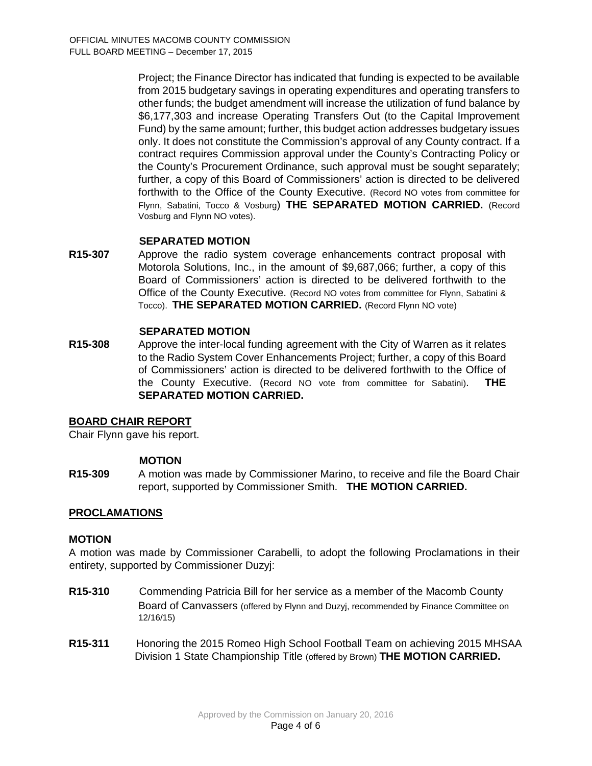Project; the Finance Director has indicated that funding is expected to be available from 2015 budgetary savings in operating expenditures and operating transfers to other funds; the budget amendment will increase the utilization of fund balance by $6,177,303 and increase Operating Transfers Out (to the Capital Improvement Fund) by the same amount; further, this budget action addresses budgetary issues only. It does not constitute the Commission's approval of any County contract. If a contract requires Commission approval under the County's Contracting Policy or the County's Procurement Ordinance, such approval must be sought separately; further, a copy of this Board of Commissioners' action is directed to be delivered forthwith to the Office of the County Executive. (Record NO votes from committee for Flynn, Sabatini, Tocco & Vosburg) **THE SEPARATED MOTION CARRIED.** (Record Vosburg and Flynn NO votes).

**SEPARATED MOTION**

**R15-307** Approve the radio system coverage enhancements contract proposal with Motorola Solutions, Inc., in the amount of $9,687,066; further, a copy of this Board of Commissioners' action is directed to be delivered forthwith to the Office of the County Executive. (Record NO votes from committee for Flynn, Sabatini & Tocco). **THE SEPARATED MOTION CARRIED.** (Record Flynn NO vote)

**SEPARATED MOTION**

**R15-308** Approve the inter-local funding agreement with the City of Warren as it relates to the Radio System Cover Enhancements Project; further, a copy of this Board of Commissioners' action is directed to be delivered forthwith to the Office of the County Executive. (Record NO vote from committee for Sabatini). **THE SEPARATED MOTION CARRIED.**

## BOARD CHAIR REPORT

Chair Flynn gave his report.

**MOTION**

**R15-309** A motion was made by Commissioner Marino, to receive and file the Board Chair report, supported by Commissioner Smith. **THE MOTION CARRIED.**

## PROCLAMATIONS

**MOTION**

A motion was made by Commissioner Carabelli, to adopt the following Proclamations in their entirety, supported by Commissioner Duzyj:

**R15-310** Commending Patricia Bill for her service as a member of the Macomb County Board of Canvassers (offered by Flynn and Duzyj, recommended by Finance Committee on 12/16/15)

**R15-311** Honoring the 2015 Romeo High School Football Team on achieving 2015 MHSAA Division 1 State Championship Title (offered by Brown) **THE MOTION CARRIED.**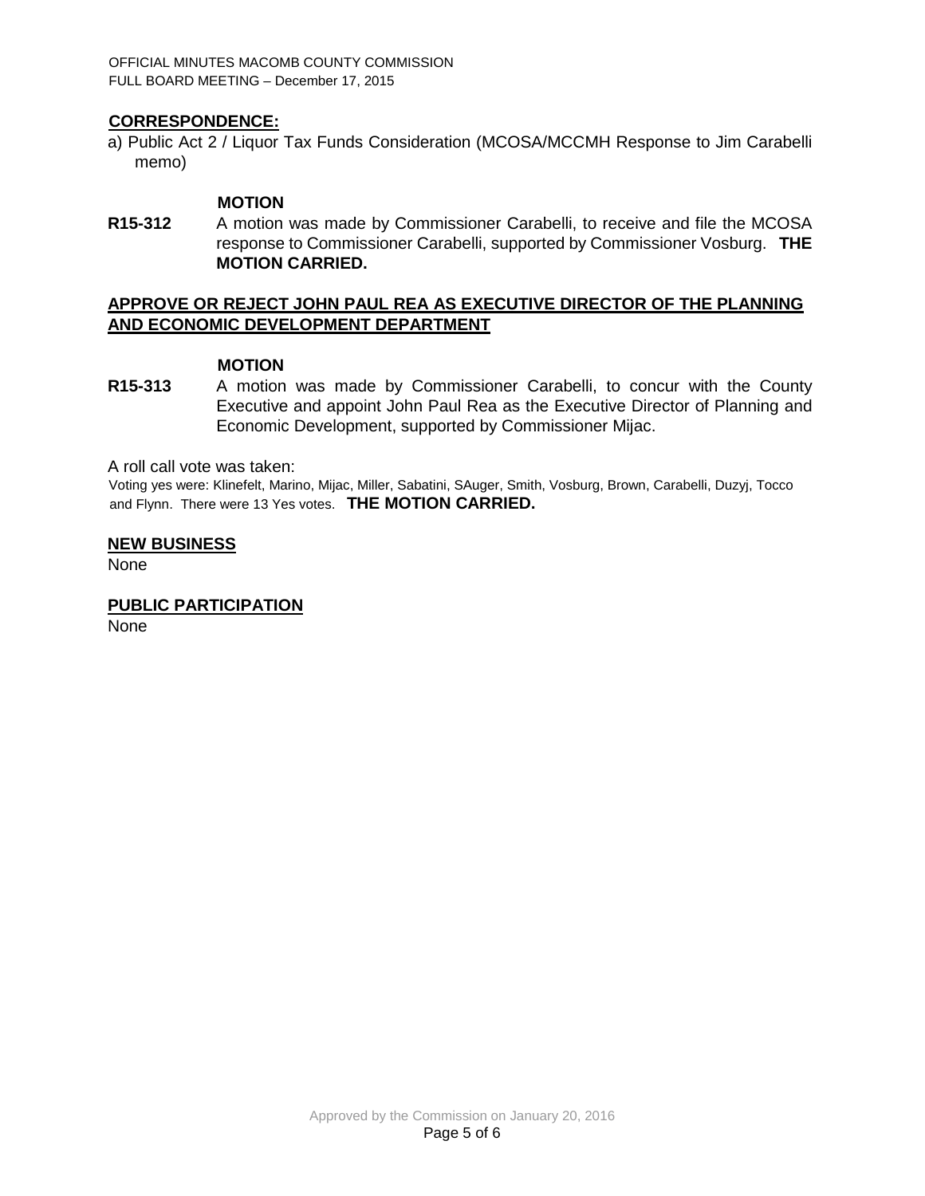## CORRESPONDENCE:

a) Public Act 2 / Liquor Tax Funds Consideration (MCOSA/MCCMH Response to Jim Carabelli memo)

**MOTION**

**R15-312** A motion was made by Commissioner Carabelli, to receive and file the MCOSA response to Commissioner Carabelli, supported by Commissioner Vosburg. **THE MOTION CARRIED.**

## APPROVE OR REJECT JOHN PAUL REA AS EXECUTIVE DIRECTOR OF THE PLANNING AND ECONOMIC DEVELOPMENT DEPARTMENT

**MOTION**

**R15-313** A motion was made by Commissioner Carabelli, to concur with the County Executive and appoint John Paul Rea as the Executive Director of Planning and Economic Development, supported by Commissioner Mijac.

A roll call vote was taken:

Voting yes were: Klinefelt, Marino, Mijac, Miller, Sabatini, SAuger, Smith, Vosburg, Brown, Carabelli, Duzyj, Tocco and Flynn. There were 13 Yes votes. **THE MOTION CARRIED.**

## NEW BUSINESS

None

## PUBLIC PARTICIPATION

None

Approved by the Commission on January 20, 2016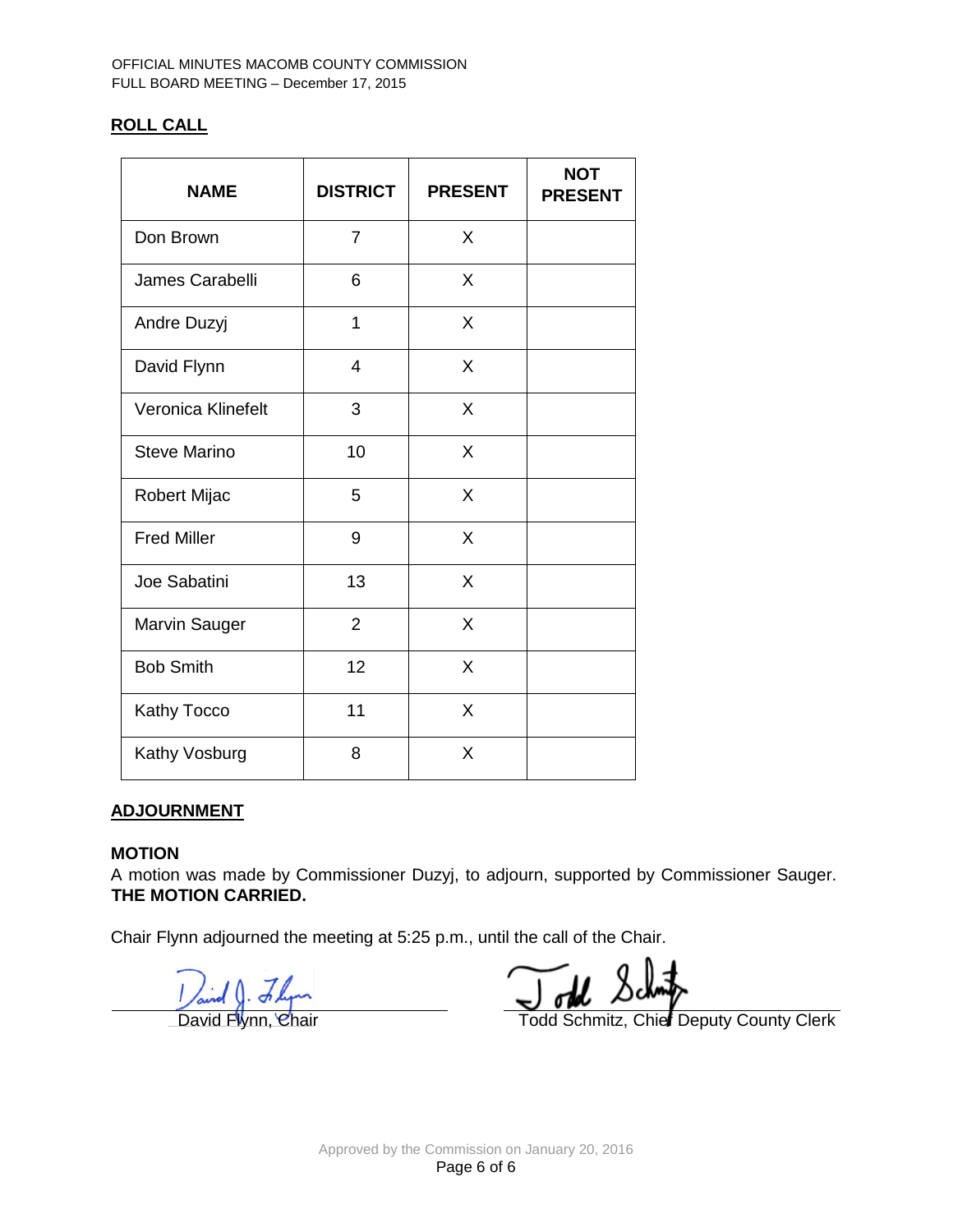## ROLL CALL

| NAME | DISTRICT | PRESENT | NOT PRESENT |
|---|---|---|---|
| Don Brown | 7 | X | |
| James Carabelli | 6 | X | |
| Andre Duzyj | 1 | X | |
| David Flynn | 4 | X | |
| Veronica Klinefelt | 3 | X | |
| Steve Marino | 10 | X | |
| Robert Mijac | 5 | X | |
| Fred Miller | 9 | X | |
| Joe Sabatini | 13 | X | |
| Marvin Sauger | 2 | X | |
| Bob Smith | 12 | X | |
| Kathy Tocco | 11 | X | |
| Kathy Vosburg | 8 | X | |

## ADJOURNMENT

**MOTION**

A motion was made by Commissioner Duzyj, to adjourn, supported by Commissioner Sauger. **THE MOTION CARRIED.**

Chair Flynn adjourned the meeting at 5:25 p.m., until the call of the Chair.

David Flynn, Chair

Todd Schmitz, Chief Deputy County Clerk

Approved by the Commission on January 20, 2016